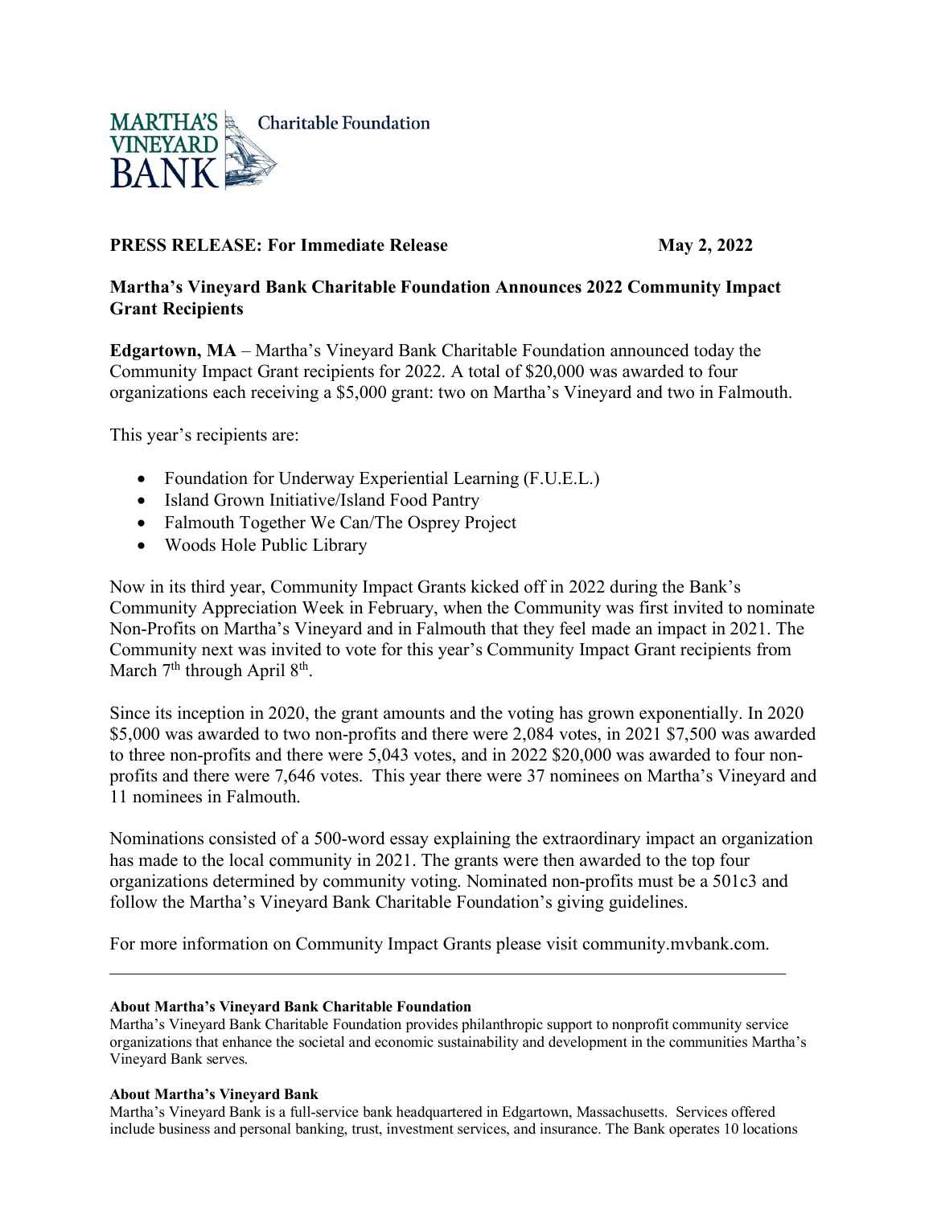MARTHA'S VINEYARD BANK Charitable Foundation

**PRESS RELEASE: For Immediate Release** **May 2, 2022**

**Martha's Vineyard Bank Charitable Foundation Announces 2022 Community Impact Grant Recipients**

**Edgartown, MA** – Martha's Vineyard Bank Charitable Foundation announced today the Community Impact Grant recipients for 2022. A total of $20,000 was awarded to four organizations each receiving a $5,000 grant: two on Martha's Vineyard and two in Falmouth.

This year's recipients are:

- Foundation for Underway Experiential Learning (F.U.E.L.)
- Island Grown Initiative/Island Food Pantry
- Falmouth Together We Can/The Osprey Project
- Woods Hole Public Library

Now in its third year, Community Impact Grants kicked off in 2022 during the Bank's Community Appreciation Week in February, when the Community was first invited to nominate Non-Profits on Martha's Vineyard and in Falmouth that they feel made an impact in 2021. The Community next was invited to vote for this year's Community Impact Grant recipients from March 7th through April 8th.

Since its inception in 2020, the grant amounts and the voting has grown exponentially. In 2020 $5,000 was awarded to two non-profits and there were 2,084 votes, in 2021 $7,500 was awarded to three non-profits and there were 5,043 votes, and in 2022 $20,000 was awarded to four non-profits and there were 7,646 votes. This year there were 37 nominees on Martha's Vineyard and 11 nominees in Falmouth.

Nominations consisted of a 500-word essay explaining the extraordinary impact an organization has made to the local community in 2021. The grants were then awarded to the top four organizations determined by community voting. Nominated non-profits must be a 501c3 and follow the Martha's Vineyard Bank Charitable Foundation's giving guidelines.

For more information on Community Impact Grants please visit community.mvbank.com.

---

**About Martha's Vineyard Bank Charitable Foundation**

Martha's Vineyard Bank Charitable Foundation provides philanthropic support to nonprofit community service organizations that enhance the societal and economic sustainability and development in the communities Martha's Vineyard Bank serves.

**About Martha's Vineyard Bank**

Martha's Vineyard Bank is a full-service bank headquartered in Edgartown, Massachusetts. Services offered include business and personal banking, trust, investment services, and insurance. The Bank operates 10 locations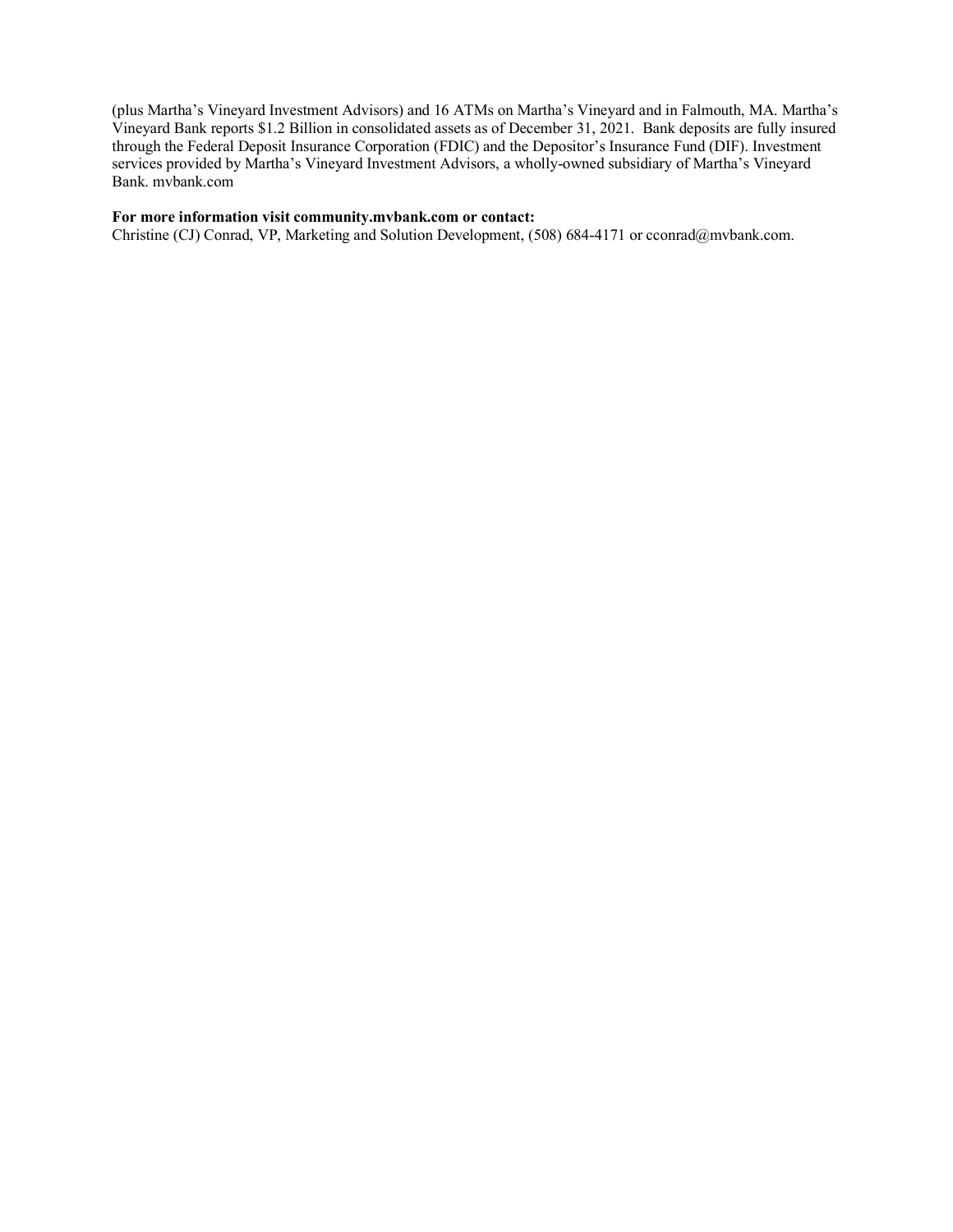(plus Martha's Vineyard Investment Advisors) and 16 ATMs on Martha's Vineyard and in Falmouth, MA. Martha's Vineyard Bank reports $1.2 Billion in consolidated assets as of December 31, 2021. Bank deposits are fully insured through the Federal Deposit Insurance Corporation (FDIC) and the Depositor's Insurance Fund (DIF). Investment services provided by Martha's Vineyard Investment Advisors, a wholly-owned subsidiary of Martha's Vineyard Bank. mvbank.com

**For more information visit community.mvbank.com or contact:**
Christine (CJ) Conrad, VP, Marketing and Solution Development, (508) 684-4171 or cconrad@mvbank.com.